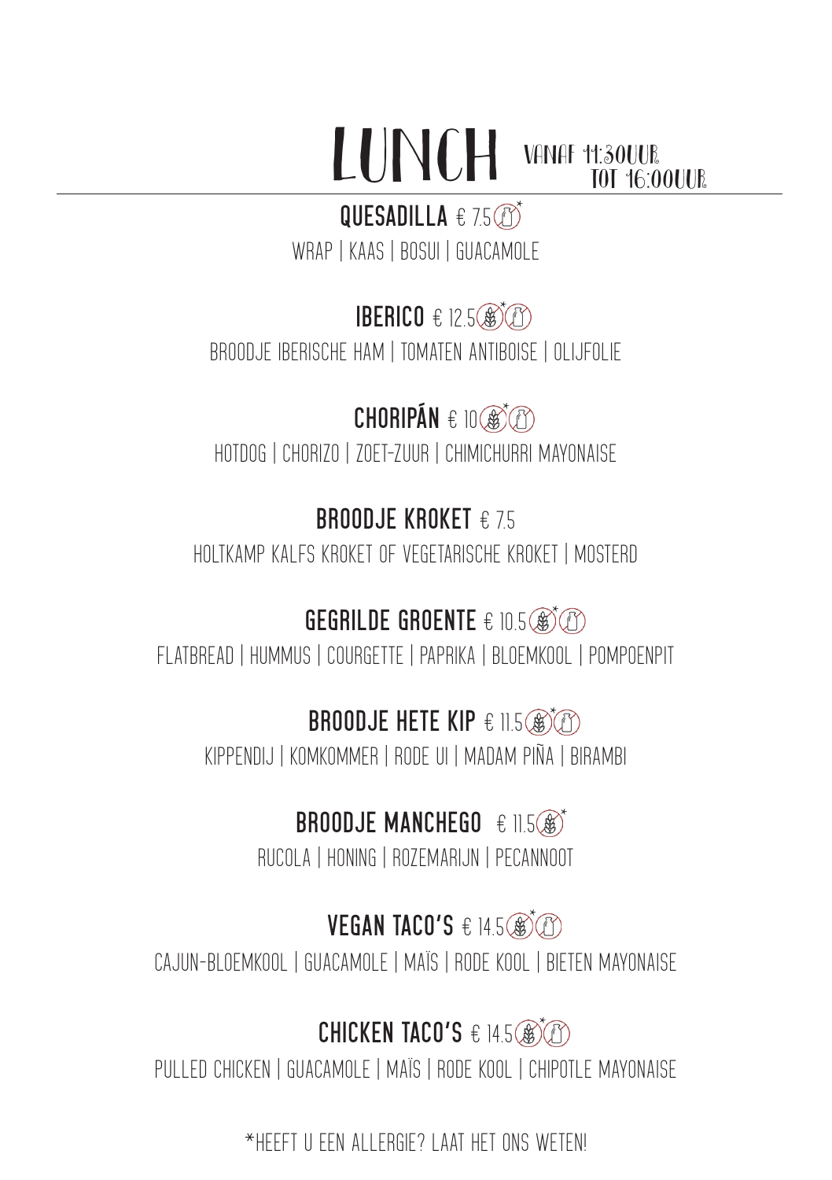# LUNCH

VANAF 11:30UUR TOT 16:00UUR

**QUESADILLA** € 7.5*

WRAP | KAAS | BOSUI | GUACAMOLE

**IBERICO** € 12.5*

BROODJE IBERISCHE HAM | TOMATEN ANTIBOISE | OLIJFOLIE

**CHORIPÁN** € 10*

HOTDOG | CHORIZO | ZOET-ZUUR | CHIMICHURRI MAYONAISE

**BROODJE KROKET** € 7.5

HOLTKAMP KALFS KROKET OF VEGETARISCHE KROKET | MOSTERD

**GEGRILDE GROENTE** € 10.5*

FLATBREAD | HUMMUS | COURGETTE | PAPRIKA | BLOEMKOOL | POMPOENPIT

**BROODJE HETE KIP** € 11.5*

KIPPENDIJ | KOMKOMMER | RODE UI | MADAM PIÑA | BIRAMBI

**BROODJE MANCHEGO** € 11.5*

RUCOLA | HONING | ROZEMARIJN | PECANNOOT

**VEGAN TACO'S** € 14.5*

CAJUN-BLOEMKOOL | GUACAMOLE | MAÏS | RODE KOOL | BIETEN MAYONAISE

**CHICKEN TACO'S** € 14.5*

PULLED CHICKEN | GUACAMOLE | MAÏS | RODE KOOL | CHIPOTLE MAYONAISE

*HEEFT U EEN ALLERGIE? LAAT HET ONS WETEN!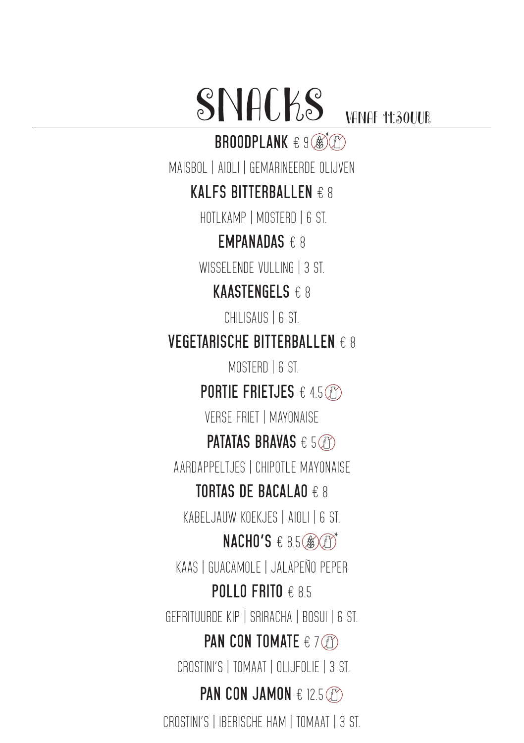# SNACKS VANAF 11:30UUR

**BROODPLANK** € 9

MAISBOL | AIOLI | GEMARINEERDE OLIJVEN

**KALFS BITTERBALLEN** € 8

HOTLKAMP | MOSTERD | 6 ST.

**EMPANADAS** € 8

WISSELENDE VULLING | 3 ST.

**KAASTENGELS** € 8

CHILISAUS | 6 ST.

**VEGETARISCHE BITTERBALLEN** € 8

MOSTERD | 6 ST.

**PORTIE FRIETJES** € 4.5

VERSE FRIET | MAYONAISE

**PATATAS BRAVAS** € 5

AARDAPPELTJES | CHIPOTLE MAYONAISE

**TORTAS DE BACALAO** € 8

KABELJAUW KOEKJES | AIOLI | 6 ST.

**NACHO'S** € 8.5

KAAS | GUACAMOLE | JALAPEÑO PEPER

**POLLO FRITO** € 8.5

GEFRITUURDE KIP | SRIRACHA | BOSUI | 6 ST.

**PAN CON TOMATE** € 7

CROSTINI'S | TOMAAT | OLIJFOLIE | 3 ST.

**PAN CON JAMON** € 12.5

CROSTINI'S | IBERISCHE HAM | TOMAAT | 3 ST.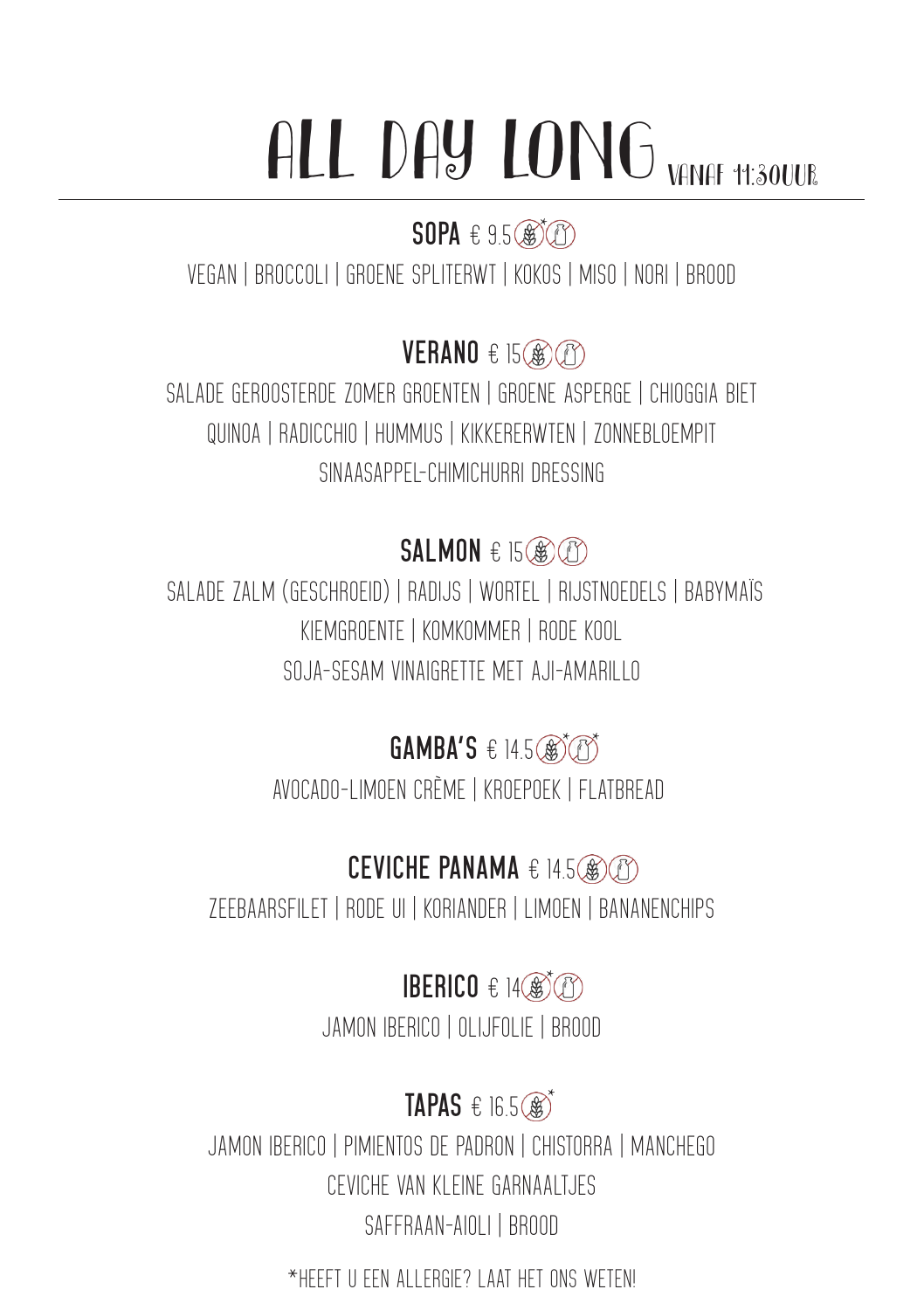# ALL DAY LONG VANAF 11:30UUR

**SOPA** € 9.5

VEGAN | BROCCOLI | GROENE SPLITERWT | KOKOS | MISO | NORI | BROOD

**VERANO** € 15

SALADE GEROOSTERDE ZOMER GROENTEN | GROENE ASPERGE | CHIOGGIA BIET
QUINOA | RADICCHIO | HUMMUS | KIKKERERWTEN | ZONNEBLOEMPIT
SINAASAPPEL-CHIMICHURRI DRESSING

**SALMON** € 15

SALADE ZALM (GESCHROEID) | RADIJS | WORTEL | RIJSTNOEDELS | BABYMAÏS
KIEMGROENTE | KOMKOMMER | RODE KOOL
SOJA-SESAM VINAIGRETTE MET AJI-AMARILLO

**GAMBA'S** € 14.5

AVOCADO-LIMOEN CRÈME | KROEPOEK | FLATBREAD

**CEVICHE PANAMA** € 14.5

ZEEBAARSFILET | RODE UI | KORIANDER | LIMOEN | BANANENCHIPS

**IBERICO** € 14

JAMON IBERICO | OLIJFOLIE | BROOD

**TAPAS** € 16.5

JAMON IBERICO | PIMIENTOS DE PADRON | CHISTORRA | MANCHEGO
CEVICHE VAN KLEINE GARNAALTJES
SAFFRAAN-AIOLI | BROOD

*HEEFT U EEN ALLERGIE? LAAT HET ONS WETEN!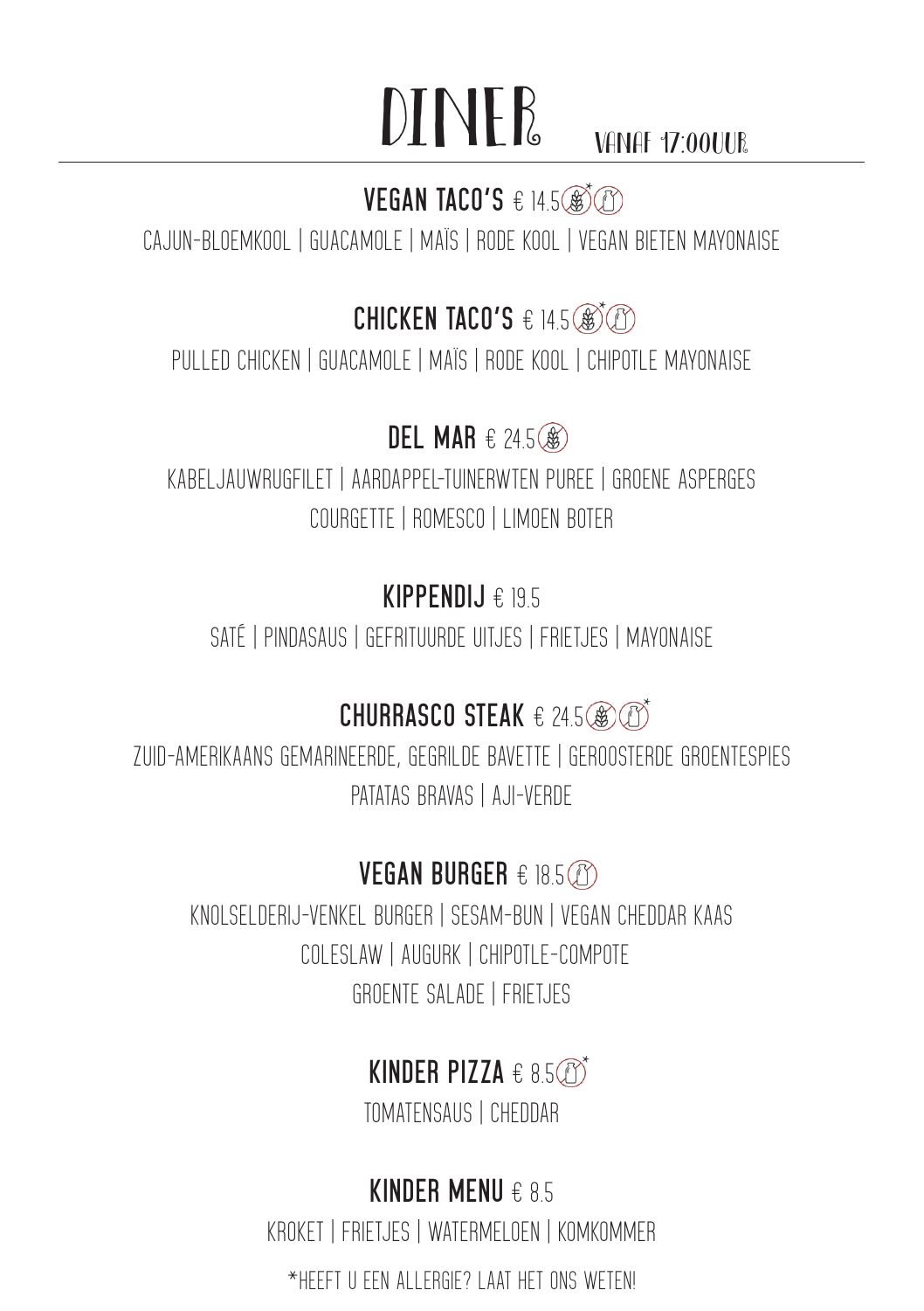# DINER

VANAF 17:00UUR

## VEGAN TACO'S € 14.5

CAJUN-BLOEMKOOL | GUACAMOLE | MAÏS | RODE KOOL | VEGAN BIETEN MAYONAISE

## CHICKEN TACO'S € 14.5

PULLED CHICKEN | GUACAMOLE | MAÏS | RODE KOOL | CHIPOTLE MAYONAISE

## DEL MAR € 24.5

KABELJAUWRUGFILET | AARDAPPEL-TUINERWTEN PUREE | GROENE ASPERGES
COURGETTE | ROMESCO | LIMOEN BOTER

## KIPPENDIJ € 19.5

SATÉ | PINDASAUS | GEFRITUURDE UITJES | FRIETJES | MAYONAISE

## CHURRASCO STEAK € 24.5

ZUID-AMERIKAANS GEMARINEERDE, GEGRILDE BAVETTE | GEROOSTERDE GROENTESPIES
PATATAS BRAVAS | AJI-VERDE

## VEGAN BURGER € 18.5

KNOLSELDERIJ-VENKEL BURGER | SESAM-BUN | VEGAN CHEDDAR KAAS
COLESLAW | AUGURK | CHIPOTLE-COMPOTE
GROENTE SALADE | FRIETJES

## KINDER PIZZA € 8.5

TOMATENSAUS | CHEDDAR

## KINDER MENU € 8.5

KROKET | FRIETJES | WATERMELOEN | KOMKOMMER

*HEEFT U EEN ALLERGIE? LAAT HET ONS WETEN!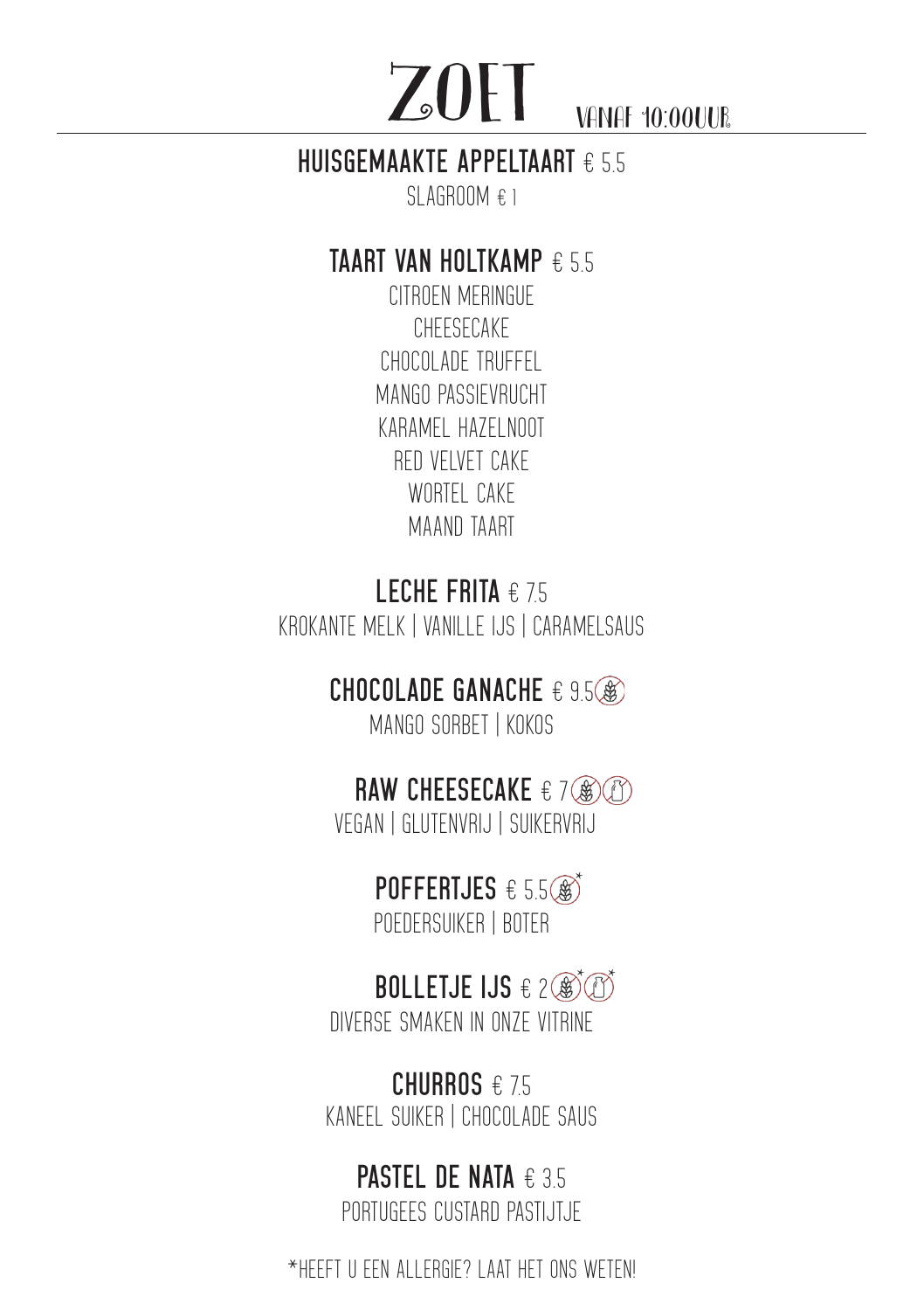# ZOET

VANAF 10:00UUR

**HUISGEMAAKTE APPELTAART** € 5.5
SLAGROOM € 1

**TAART VAN HOLTKAMP** € 5.5
CITROEN MERINGUE
CHEESECAKE
CHOCOLADE TRUFFEL
MANGO PASSIEVRUCHT
KARAMEL HAZELNOOT
RED VELVET CAKE
WORTEL CAKE
MAAND TAART

**LECHE FRITA** € 7.5
KROKANTE MELK | VANILLE IJS | CARAMELSAUS

**CHOCOLADE GANACHE** € 9.5
MANGO SORBET | KOKOS

**RAW CHEESECAKE** € 7
VEGAN | GLUTENVRIJ | SUIKERVRIJ

**POFFERTJES** € 5.5 *
POEDERSUIKER | BOTER

**BOLLETJE IJS** € 2 * *
DIVERSE SMAKEN IN ONZE VITRINE

**CHURROS** € 7.5
KANEEL SUIKER | CHOCOLADE SAUS

**PASTEL DE NATA** € 3.5
PORTUGEES CUSTARD PASTIJTJE

*HEEFT U EEN ALLERGIE? LAAT HET ONS WETEN!